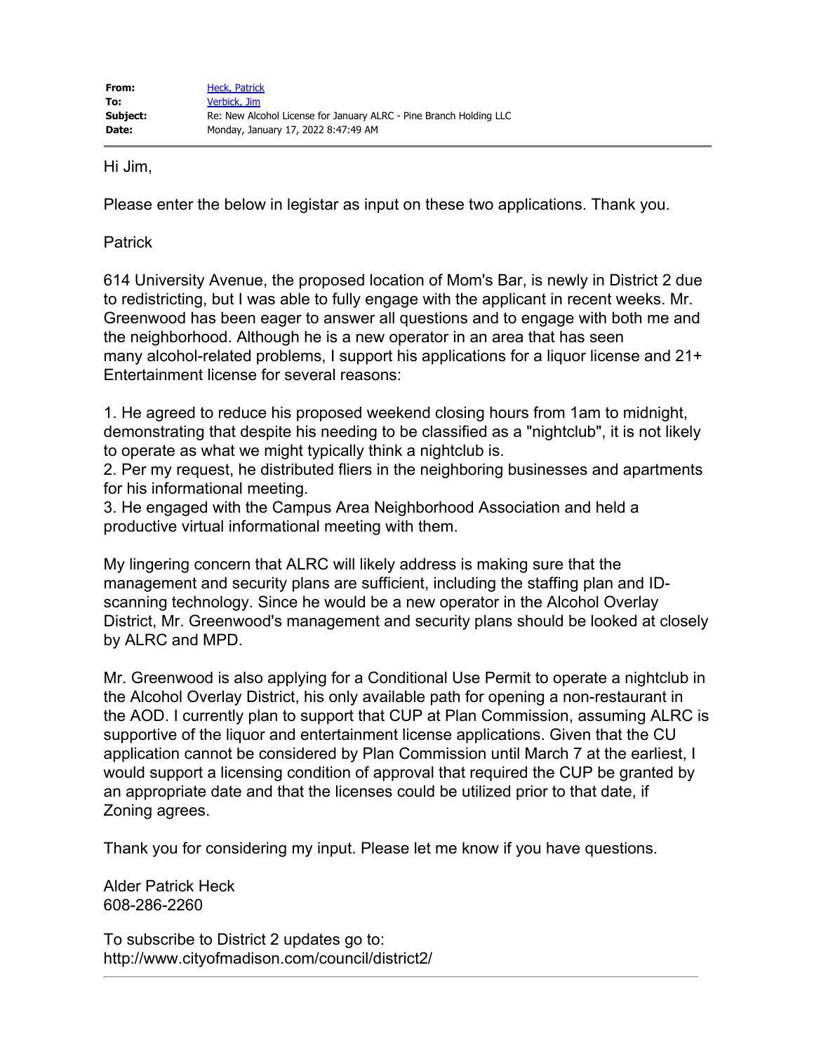| | |
|---|---|
| **From:** | Heck, Patrick |
| **To:** | Verbick, Jim |
| **Subject:** | Re: New Alcohol License for January ALRC - Pine Branch Holding LLC |
| **Date:** | Monday, January 17, 2022 8:47:49 AM |

---

Hi Jim,

Please enter the below in legistar as input on these two applications. Thank you.

Patrick

614 University Avenue, the proposed location of Mom's Bar, is newly in District 2 due to redistricting, but I was able to fully engage with the applicant in recent weeks. Mr. Greenwood has been eager to answer all questions and to engage with both me and the neighborhood. Although he is a new operator in an area that has seen many alcohol-related problems, I support his applications for a liquor license and 21+ Entertainment license for several reasons:

1. He agreed to reduce his proposed weekend closing hours from 1am to midnight, demonstrating that despite his needing to be classified as a "nightclub", it is not likely to operate as what we might typically think a nightclub is.
2. Per my request, he distributed fliers in the neighboring businesses and apartments for his informational meeting.
3. He engaged with the Campus Area Neighborhood Association and held a productive virtual informational meeting with them.

My lingering concern that ALRC will likely address is making sure that the management and security plans are sufficient, including the staffing plan and ID-scanning technology. Since he would be a new operator in the Alcohol Overlay District, Mr. Greenwood's management and security plans should be looked at closely by ALRC and MPD.

Mr. Greenwood is also applying for a Conditional Use Permit to operate a nightclub in the Alcohol Overlay District, his only available path for opening a non-restaurant in the AOD. I currently plan to support that CUP at Plan Commission, assuming ALRC is supportive of the liquor and entertainment license applications. Given that the CU application cannot be considered by Plan Commission until March 7 at the earliest, I would support a licensing condition of approval that required the CUP be granted by an appropriate date and that the licenses could be utilized prior to that date, if Zoning agrees.

Thank you for considering my input. Please let me know if you have questions.

Alder Patrick Heck
608-286-2260

To subscribe to District 2 updates go to:
http://www.cityofmadison.com/council/district2/

---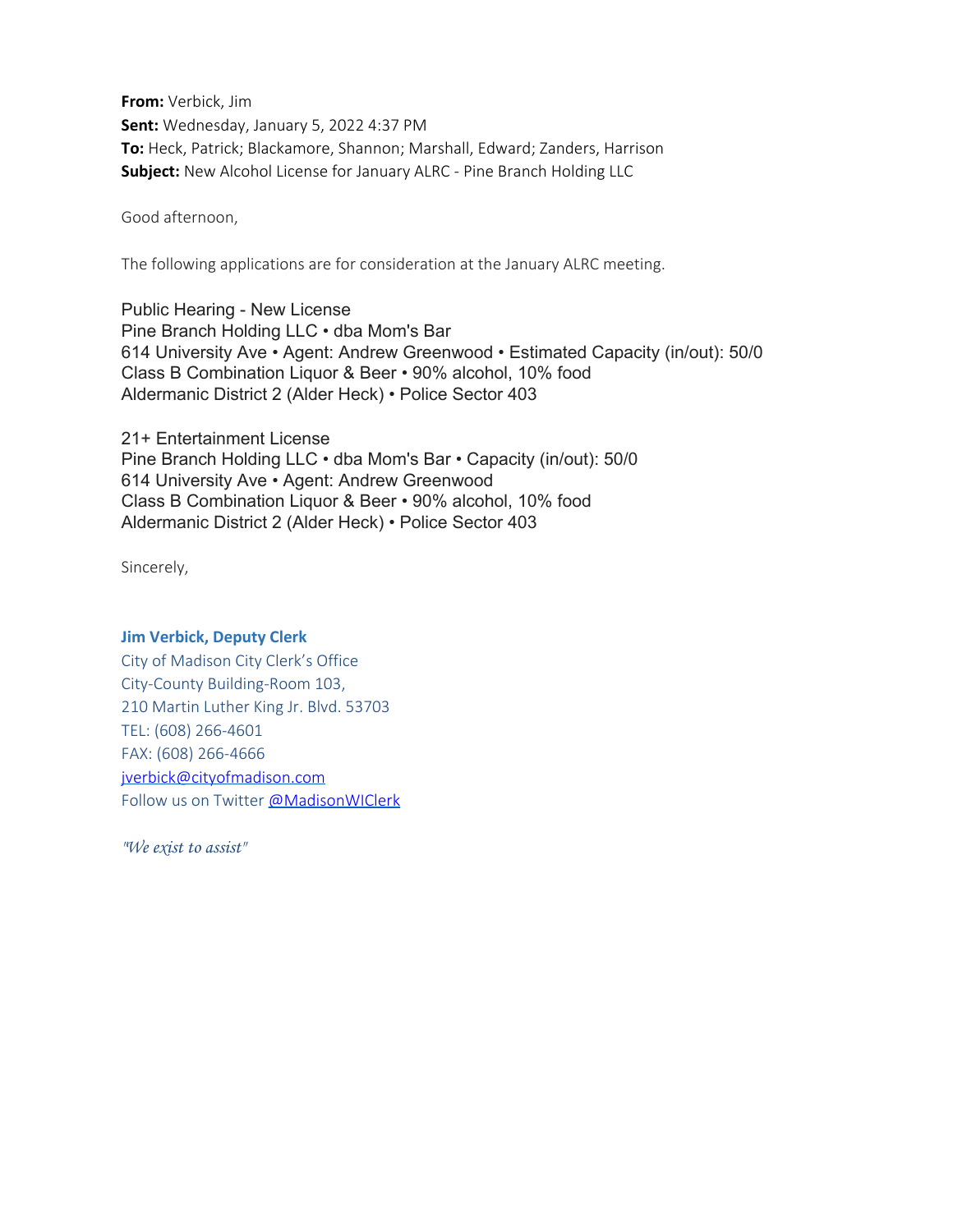**From:** Verbick, Jim
**Sent:** Wednesday, January 5, 2022 4:37 PM
**To:** Heck, Patrick; Blackamore, Shannon; Marshall, Edward; Zanders, Harrison
**Subject:** New Alcohol License for January ALRC - Pine Branch Holding LLC

Good afternoon,

The following applications are for consideration at the January ALRC meeting.

Public Hearing - New License
Pine Branch Holding LLC • dba Mom's Bar
614 University Ave • Agent: Andrew Greenwood • Estimated Capacity (in/out): 50/0
Class B Combination Liquor & Beer • 90% alcohol, 10% food
Aldermanic District 2 (Alder Heck) • Police Sector 403

21+ Entertainment License
Pine Branch Holding LLC • dba Mom's Bar • Capacity (in/out): 50/0
614 University Ave • Agent: Andrew Greenwood
Class B Combination Liquor & Beer • 90% alcohol, 10% food
Aldermanic District 2 (Alder Heck) • Police Sector 403

Sincerely,

**Jim Verbick, Deputy Clerk**
City of Madison City Clerk's Office
City-County Building-Room 103,
210 Martin Luther King Jr. Blvd. 53703
TEL: (608) 266-4601
FAX: (608) 266-4666
jverbick@cityofmadison.com
Follow us on Twitter @MadisonWIClerk

*"We exist to assist"*